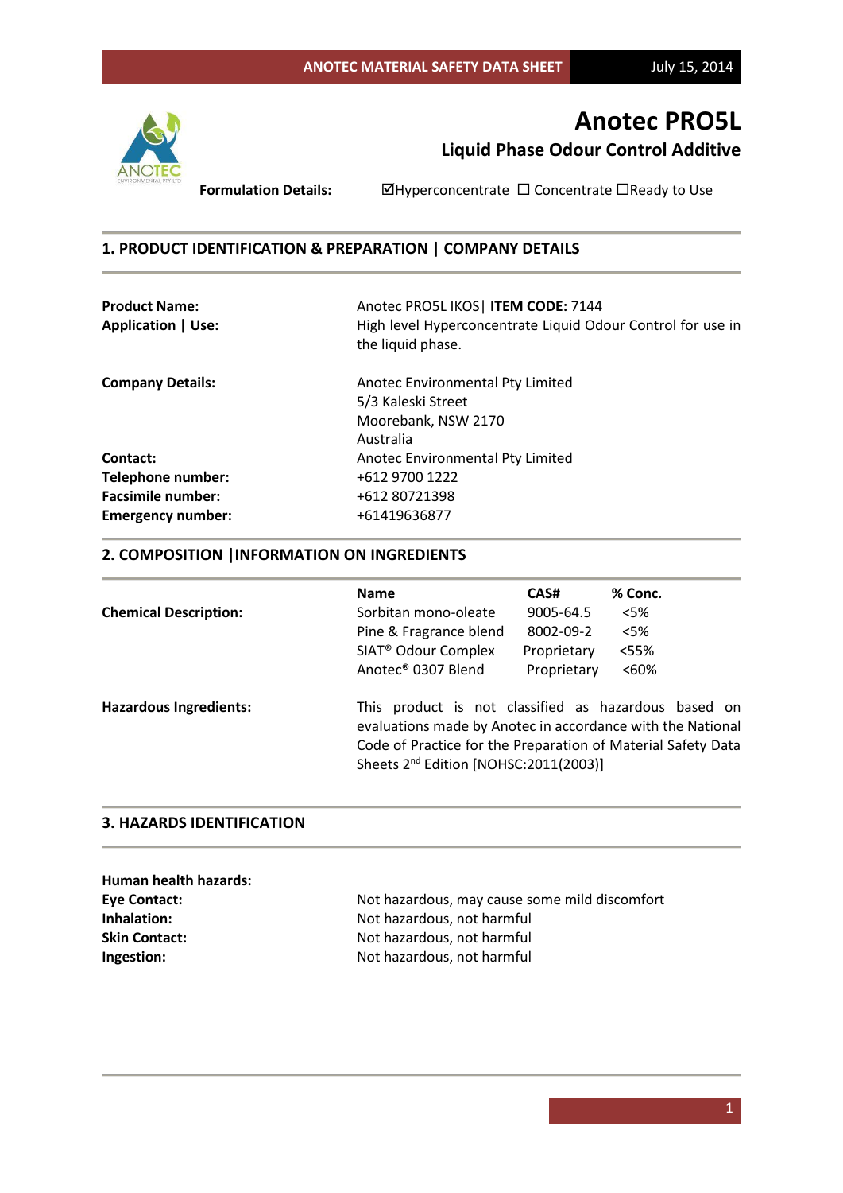# Anotec PRO5L

## Liquid Phase Odour Control Additive

**Formulation Details:** ☑Hyperconcentrate ☐ Concentrate ☐Ready to Use

## 1. PRODUCT IDENTIFICATION & PREPARATION | COMPANY DETAILS

| | |
|---|---|
| **Product Name:** | Anotec PRO5L IKOS\| **ITEM CODE:** 7144 |
| **Application \| Use:** | High level Hyperconcentrate Liquid Odour Control for use in the liquid phase. |
| **Company Details:** | Anotec Environmental Pty Limited<br>5/3 Kaleski Street<br>Moorebank, NSW 2170<br>Australia |
| **Contact:** | Anotec Environmental Pty Limited |
| **Telephone number:** | +612 9700 1222 |
| **Facsimile number:** | +612 80721398 |
| **Emergency number:** | +61419636877 |

## 2. COMPOSITION |INFORMATION ON INGREDIENTS

| | Name | CAS# | % Conc. |
|---|---|---|---|
| **Chemical Description:** | Sorbitan mono-oleate | 9005-64.5 | <5% |
| | Pine & Fragrance blend | 8002-09-2 | <5% |
| | SIAT® Odour Complex | Proprietary | <55% |
| | Anotec® 0307 Blend | Proprietary | <60% |

**Hazardous Ingredients:** This product is not classified as hazardous based on evaluations made by Anotec in accordance with the National Code of Practice for the Preparation of Material Safety Data Sheets 2nd Edition [NOHSC:2011(2003)]

## 3. HAZARDS IDENTIFICATION

**Human health hazards:**

| | |
|---|---|
| **Eye Contact:** | Not hazardous, may cause some mild discomfort |
| **Inhalation:** | Not hazardous, not harmful |
| **Skin Contact:** | Not hazardous, not harmful |
| **Ingestion:** | Not hazardous, not harmful |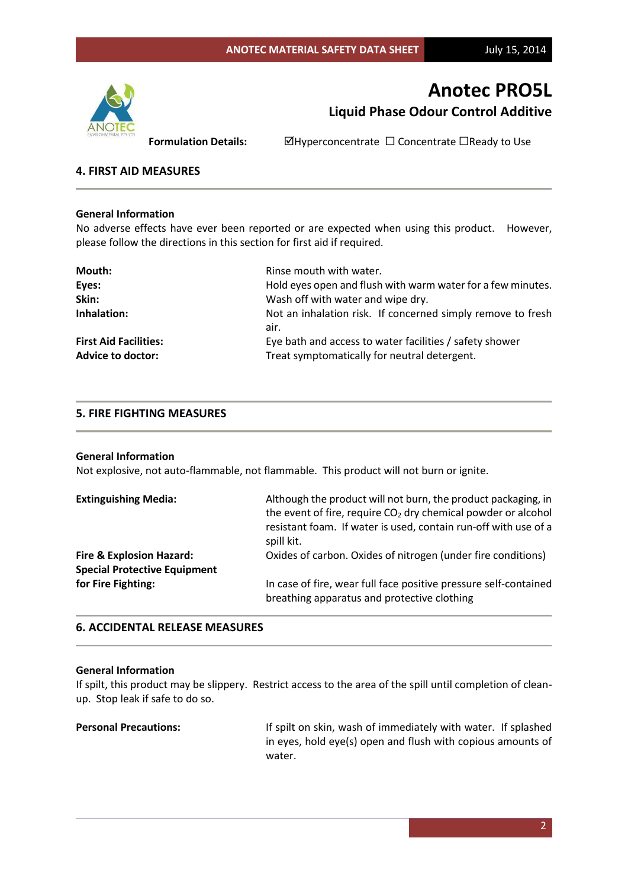# Anotec PRO5L

## Liquid Phase Odour Control Additive

**Formulation Details:** ☑Hyperconcentrate ☐ Concentrate ☐Ready to Use

## 4. FIRST AID MEASURES

**General Information**

No adverse effects have ever been reported or are expected when using this product. However, please follow the directions in this section for first aid if required.

| | |
|---|---|
| **Mouth:** | Rinse mouth with water. |
| **Eyes:** | Hold eyes open and flush with warm water for a few minutes. |
| **Skin:** | Wash off with water and wipe dry. |
| **Inhalation:** | Not an inhalation risk. If concerned simply remove to fresh air. |
| **First Aid Facilities:** | Eye bath and access to water facilities / safety shower |
| **Advice to doctor:** | Treat symptomatically for neutral detergent. |

## 5. FIRE FIGHTING MEASURES

**General Information**

Not explosive, not auto-flammable, not flammable. This product will not burn or ignite.

| | |
|---|---|
| **Extinguishing Media:** | Although the product will not burn, the product packaging, in the event of fire, require $CO_2$ dry chemical powder or alcohol resistant foam. If water is used, contain run-off with use of a spill kit. |
| **Fire & Explosion Hazard:** | Oxides of carbon. Oxides of nitrogen (under fire conditions) |
| **Special Protective Equipment for Fire Fighting:** | In case of fire, wear full face positive pressure self-contained breathing apparatus and protective clothing |

## 6. ACCIDENTAL RELEASE MEASURES

**General Information**

If spilt, this product may be slippery. Restrict access to the area of the spill until completion of clean-up. Stop leak if safe to do so.

| | |
|---|---|
| **Personal Precautions:** | If spilt on skin, wash of immediately with water. If splashed in eyes, hold eye(s) open and flush with copious amounts of water. |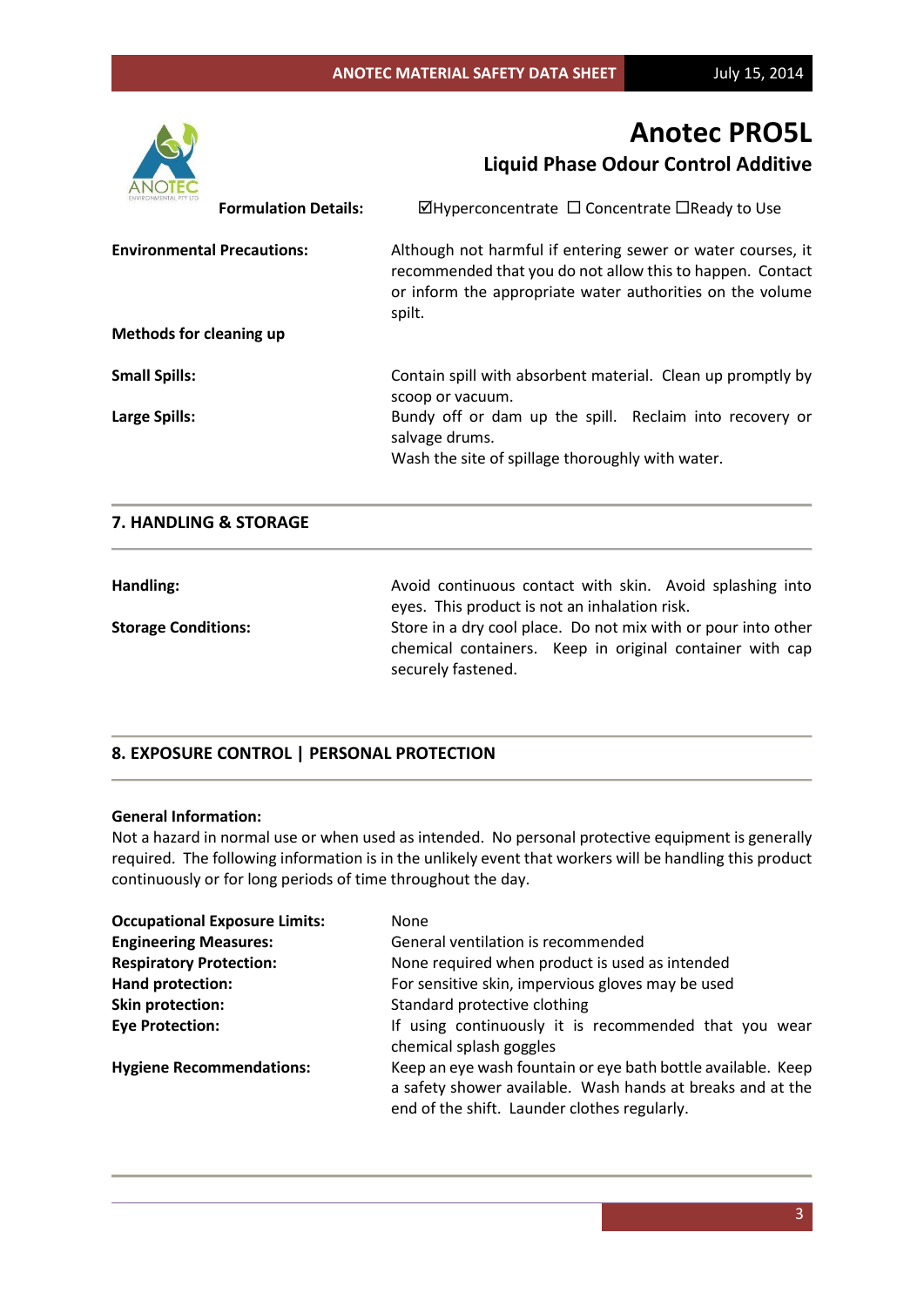# Anotec PRO5L

## Liquid Phase Odour Control Additive

**Formulation Details:** ☑Hyperconcentrate ☐ Concentrate ☐Ready to Use

**Environmental Precautions:** Although not harmful if entering sewer or water courses, it recommended that you do not allow this to happen. Contact or inform the appropriate water authorities on the volume spilt.

**Methods for cleaning up**

**Small Spills:** Contain spill with absorbent material. Clean up promptly by scoop or vacuum.

**Large Spills:** Bundy off or dam up the spill. Reclaim into recovery or salvage drums.
Wash the site of spillage thoroughly with water.

## 7. HANDLING & STORAGE

**Handling:** Avoid continuous contact with skin. Avoid splashing into eyes. This product is not an inhalation risk.

**Storage Conditions:** Store in a dry cool place. Do not mix with or pour into other chemical containers. Keep in original container with cap securely fastened.

## 8. EXPOSURE CONTROL | PERSONAL PROTECTION

**General Information:**
Not a hazard in normal use or when used as intended. No personal protective equipment is generally required. The following information is in the unlikely event that workers will be handling this product continuously or for long periods of time throughout the day.

**Occupational Exposure Limits:** None

**Engineering Measures:** General ventilation is recommended

**Respiratory Protection:** None required when product is used as intended

**Hand protection:** For sensitive skin, impervious gloves may be used

**Skin protection:** Standard protective clothing

**Eye Protection:** If using continuously it is recommended that you wear chemical splash goggles

**Hygiene Recommendations:** Keep an eye wash fountain or eye bath bottle available. Keep a safety shower available. Wash hands at breaks and at the end of the shift. Launder clothes regularly.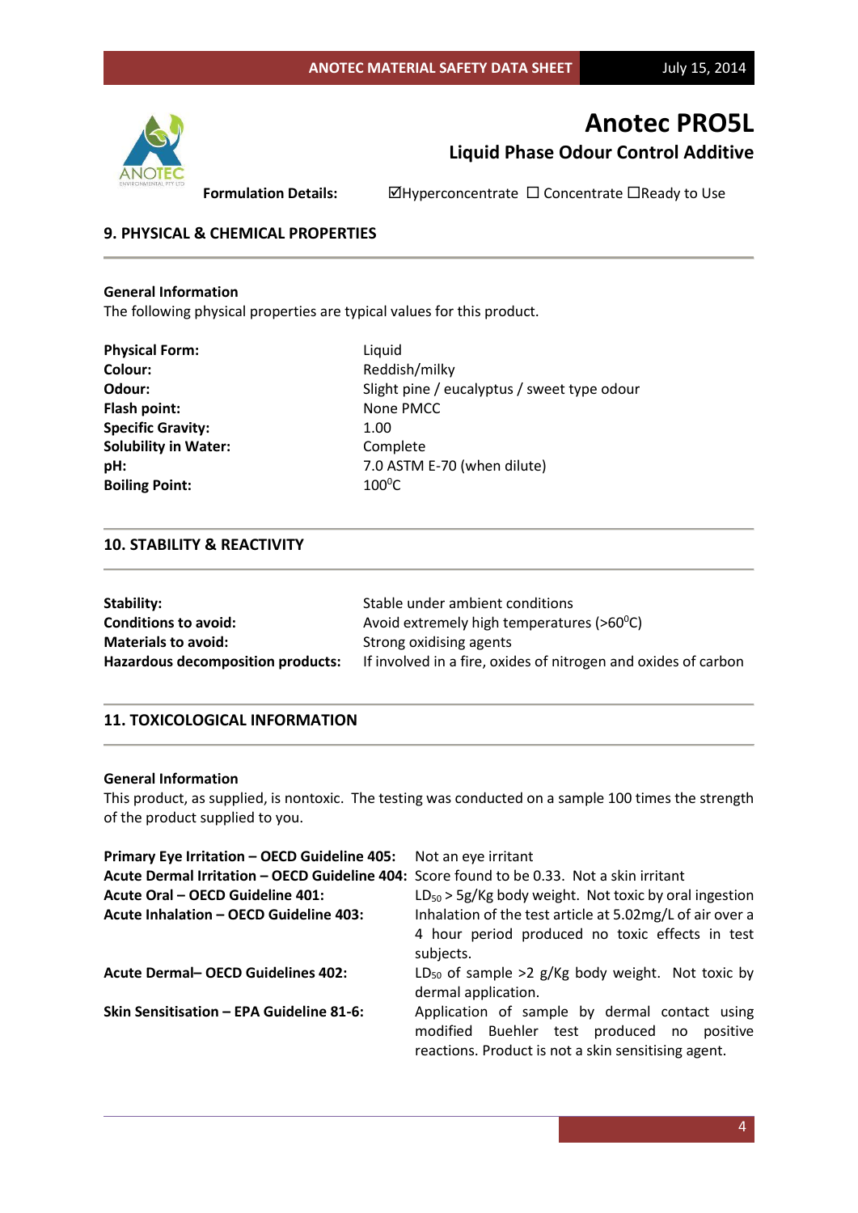# Anotec PRO5L

## Liquid Phase Odour Control Additive

**Formulation Details:** ☑Hyperconcentrate ☐ Concentrate ☐Ready to Use

## 9. PHYSICAL & CHEMICAL PROPERTIES

**General Information**

The following physical properties are typical values for this product.

| | |
|---|---|
| **Physical Form:** | Liquid |
| **Colour:** | Reddish/milky |
| **Odour:** | Slight pine / eucalyptus / sweet type odour |
| **Flash point:** | None PMCC |
| **Specific Gravity:** | 1.00 |
| **Solubility in Water:** | Complete |
| **pH:** | 7.0 ASTM E-70 (when dilute) |
| **Boiling Point:** | 100$^0$C |

## 10. STABILITY & REACTIVITY

| | |
|---|---|
| **Stability:** | Stable under ambient conditions |
| **Conditions to avoid:** | Avoid extremely high temperatures (>60$^0$C) |
| **Materials to avoid:** | Strong oxidising agents |
| **Hazardous decomposition products:** | If involved in a fire, oxides of nitrogen and oxides of carbon |

## 11. TOXICOLOGICAL INFORMATION

**General Information**

This product, as supplied, is nontoxic. The testing was conducted on a sample 100 times the strength of the product supplied to you.

| | |
|---|---|
| **Primary Eye Irritation – OECD Guideline 405:** | Not an eye irritant |
| **Acute Dermal Irritation – OECD Guideline 404:** | Score found to be 0.33. Not a skin irritant |
| **Acute Oral – OECD Guideline 401:** | $LD_{50}$ > 5g/Kg body weight. Not toxic by oral ingestion |
| **Acute Inhalation – OECD Guideline 403:** | Inhalation of the test article at 5.02mg/L of air over a 4 hour period produced no toxic effects in test subjects. |
| **Acute Dermal– OECD Guidelines 402:** | $LD_{50}$ of sample >2 g/Kg body weight. Not toxic by dermal application. |
| **Skin Sensitisation – EPA Guideline 81-6:** | Application of sample by dermal contact using modified Buehler test produced no positive reactions. Product is not a skin sensitising agent. |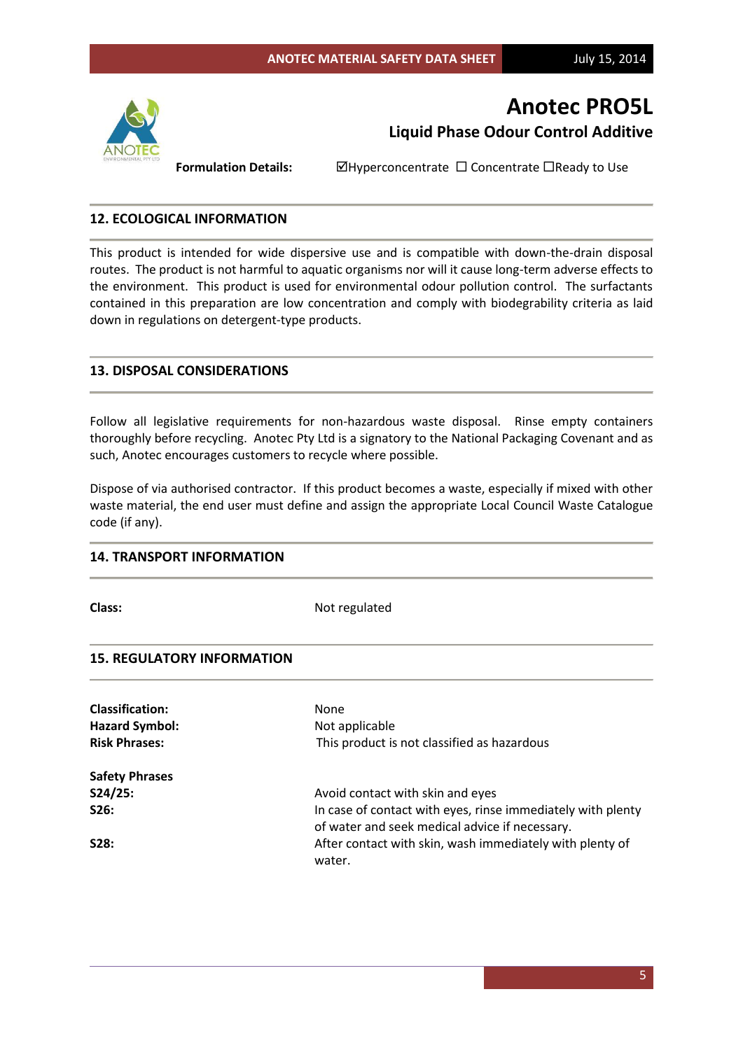# Anotec PRO5L

## Liquid Phase Odour Control Additive

**Formulation Details:** ☑Hyperconcentrate ☐ Concentrate ☐Ready to Use

## 12. ECOLOGICAL INFORMATION

This product is intended for wide dispersive use and is compatible with down-the-drain disposal routes. The product is not harmful to aquatic organisms nor will it cause long-term adverse effects to the environment. This product is used for environmental odour pollution control. The surfactants contained in this preparation are low concentration and comply with biodegrability criteria as laid down in regulations on detergent-type products.

## 13. DISPOSAL CONSIDERATIONS

Follow all legislative requirements for non-hazardous waste disposal. Rinse empty containers thoroughly before recycling. Anotec Pty Ltd is a signatory to the National Packaging Covenant and as such, Anotec encourages customers to recycle where possible.

Dispose of via authorised contractor. If this product becomes a waste, especially if mixed with other waste material, the end user must define and assign the appropriate Local Council Waste Catalogue code (if any).

## 14. TRANSPORT INFORMATION

**Class:** Not regulated

## 15. REGULATORY INFORMATION

**Classification:** None
**Hazard Symbol:** Not applicable
**Risk Phrases:** This product is not classified as hazardous

**Safety Phrases**

**S24/25:** Avoid contact with skin and eyes
**S26:** In case of contact with eyes, rinse immediately with plenty of water and seek medical advice if necessary.
**S28:** After contact with skin, wash immediately with plenty of water.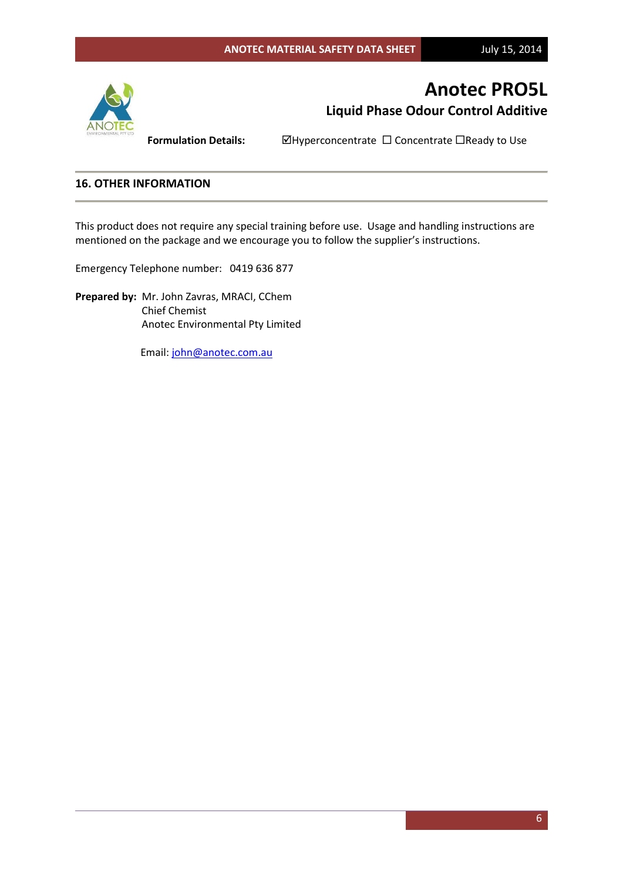# Anotec PRO5L

**Liquid Phase Odour Control Additive**

**Formulation Details:** ☑Hyperconcentrate ☐ Concentrate ☐Ready to Use

## 16. OTHER INFORMATION

This product does not require any special training before use. Usage and handling instructions are mentioned on the package and we encourage you to follow the supplier's instructions.

Emergency Telephone number: 0419 636 877

**Prepared by:** Mr. John Zavras, MRACI, CChem
Chief Chemist
Anotec Environmental Pty Limited

Email: john@anotec.com.au